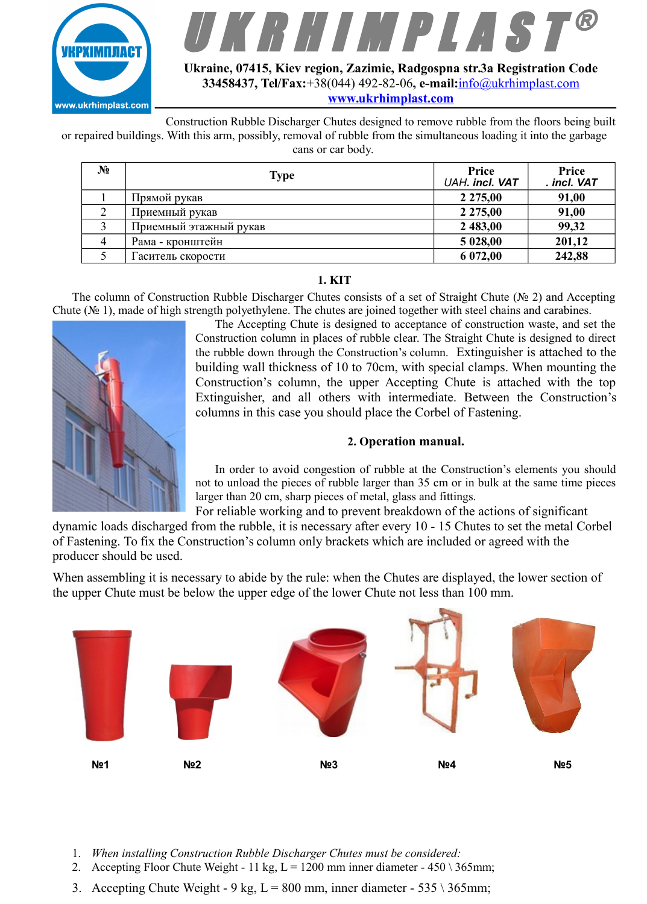# UKRHIMPLAST®

**Ukraine, 07415, Kiev region, Zazimie, Radgospna str.3a Registration Code 33458437, Tel/Fax:**+38(044) 492-82-06, **e-mail:**info@ukrhimplast.com
**www.ukrhimplast.com**

Construction Rubble Discharger Chutes designed to remove rubble from the floors being built or repaired buildings. With this arm, possibly, removal of rubble from the simultaneous loading it into the garbage cans or car body.

| № | Type | Price UAH. incl. VAT | Price . incl. VAT |
|---|---|---|---|
| 1 | Прямой рукав | **2 275,00** | **91,00** |
| 2 | Приемный рукав | **2 275,00** | **91,00** |
| 3 | Приемный этажный рукав | **2 483,00** | **99,32** |
| 4 | Рама - кронштейн | **5 028,00** | **201,12** |
| 5 | Гаситель скорости | **6 072,00** | **242,88** |

## 1. KIT

The column of Construction Rubble Discharger Chutes consists of a set of Straight Chute (№ 2) and Accepting Chute (№ 1), made of high strength polyethylene. The chutes are joined together with steel chains and carabines.

The Accepting Chute is designed to acceptance of construction waste, and set the Construction column in places of rubble clear. The Straight Chute is designed to direct the rubble down through the Construction's column. Extinguisher is attached to the building wall thickness of 10 to 70cm, with special clamps. When mounting the Construction's column, the upper Accepting Chute is attached with the top Extinguisher, and all others with intermediate. Between the Construction's columns in this case you should place the Corbel of Fastening.

## 2. Operation manual.

In order to avoid congestion of rubble at the Construction's elements you should not to unload the pieces of rubble larger than 35 cm or in bulk at the same time pieces larger than 20 cm, sharp pieces of metal, glass and fittings.

For reliable working and to prevent breakdown of the actions of significant dynamic loads discharged from the rubble, it is necessary after every 10 - 15 Chutes to set the metal Corbel of Fastening. To fix the Construction's column only brackets which are included or agreed with the producer should be used.

When assembling it is necessary to abide by the rule: when the Chutes are displayed, the lower section of the upper Chute must be below the upper edge of the lower Chute not less than 100 mm.

**№1** **№2** **№3** **№4** **№5**

1. *When installing Construction Rubble Discharger Chutes must be considered:*
2. Accepting Floor Chute Weight - 11 kg, L = 1200 mm inner diameter - 450 \ 365mm;
3. Accepting Chute Weight - 9 kg, L = 800 mm, inner diameter - 535 \ 365mm;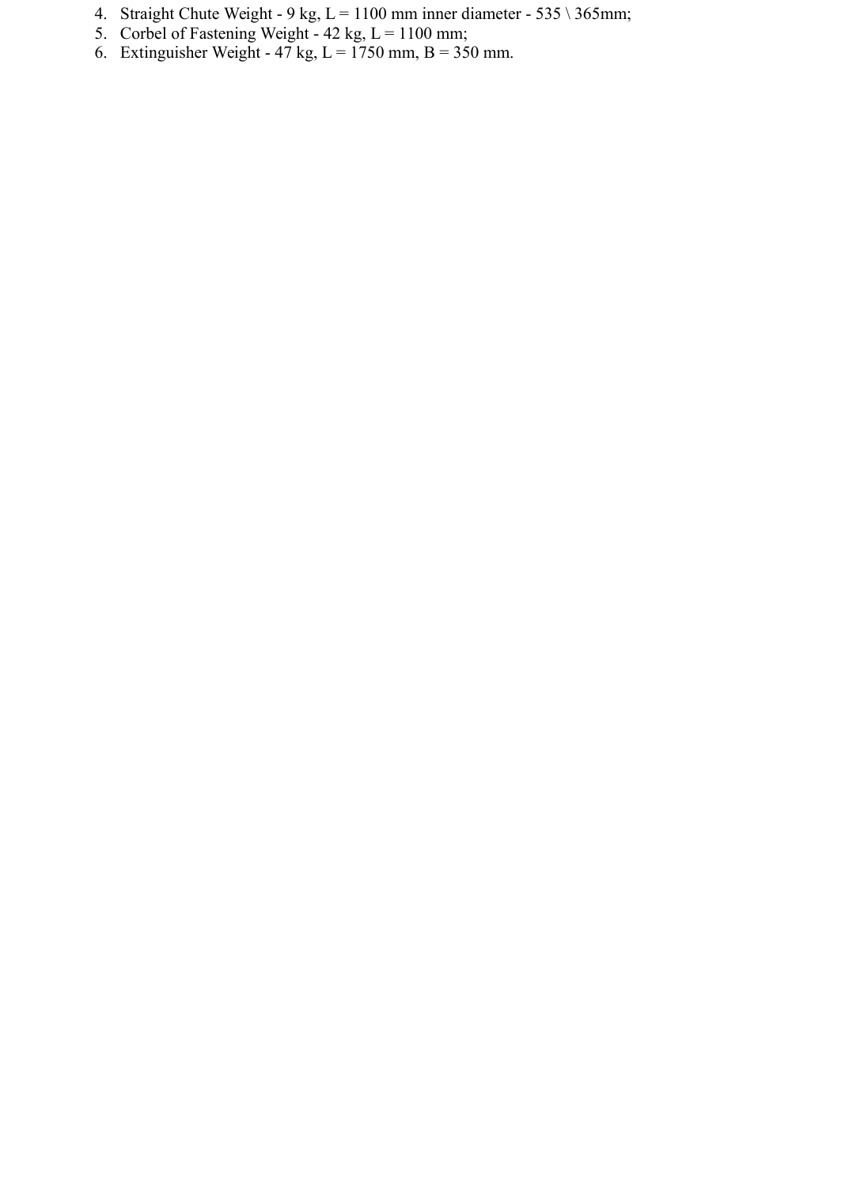4. Straight Chute Weight - 9 kg, L = 1100 mm inner diameter - 535 \ 365mm;
5. Corbel of Fastening Weight - 42 kg, L = 1100 mm;
6. Extinguisher Weight - 47 kg, L = 1750 mm, B = 350 mm.